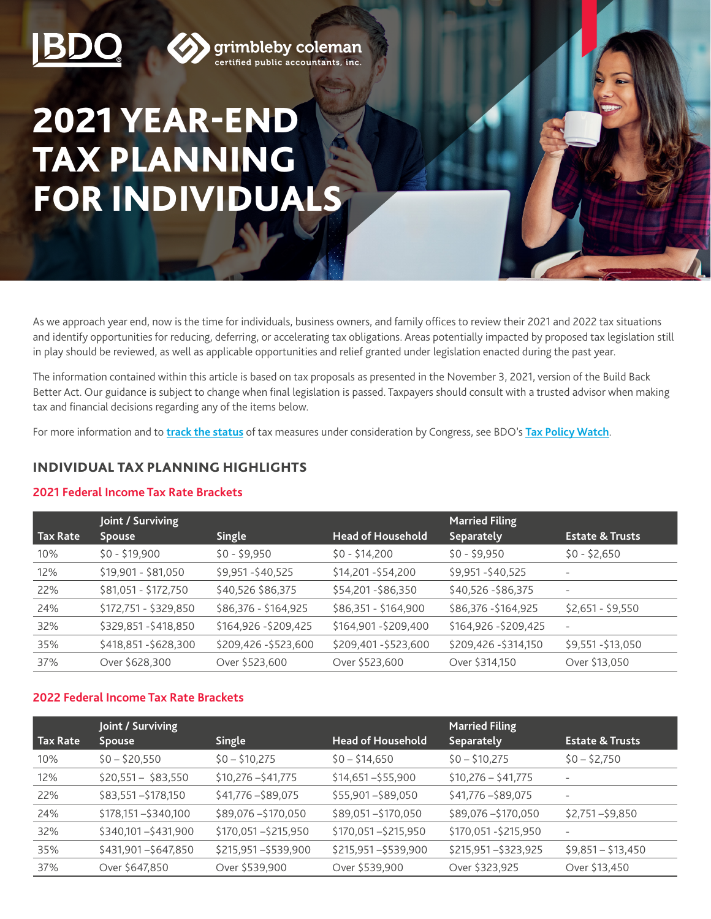BDO | grimbleby coleman certified public accountants, inc.

# 2021 YEAR-END TAX PLANNING FOR INDIVIDUALS

As we approach year end, now is the time for individuals, business owners, and family offices to review their 2021 and 2022 tax situations and identify opportunities for reducing, deferring, or accelerating tax obligations. Areas potentially impacted by proposed tax legislation still in play should be reviewed, as well as applicable opportunities and relief granted under legislation enacted during the past year.

The information contained within this article is based on tax proposals as presented in the November 3, 2021, version of the Build Back Better Act. Our guidance is subject to change when final legislation is passed. Taxpayers should consult with a trusted advisor when making tax and financial decisions regarding any of the items below.

For more information and to track the status of tax measures under consideration by Congress, see BDO's Tax Policy Watch.

## INDIVIDUAL TAX PLANNING HIGHLIGHTS

### 2021 Federal Income Tax Rate Brackets

| Tax Rate | Joint / Surviving Spouse | Single | Head of Household | Married Filing Separately | Estate & Trusts |
|---|---|---|---|---|---|
| 10% | $0 - $19,900 | $0 - $9,950 | $0 - $14,200 | $0 - $9,950 | $0 - $2,650 |
| 12% | $19,901 - $81,050 | $9,951 -$40,525 | $14,201 -$54,200 | $9,951 -$40,525 | - |
| 22% | $81,051 - $172,750 | $40,526 $86,375 | $54,201 -$86,350 | $40,526 -$86,375 | - |
| 24% | $172,751 - $329,850 | $86,376 - $164,925 | $86,351 - $164,900 | $86,376 -$164,925 | $2,651 - $9,550 |
| 32% | $329,851 -$418,850 | $164,926 -$209,425 | $164,901 -$209,400 | $164,926 -$209,425 | - |
| 35% | $418,851 -$628,300 | $209,426 -$523,600 | $209,401 -$523,600 | $209,426 -$314,150 | $9,551 -$13,050 |
| 37% | Over $628,300 | Over $523,600 | Over $523,600 | Over $314,150 | Over $13,050 |

### 2022 Federal Income Tax Rate Brackets

| Tax Rate | Joint / Surviving Spouse | Single | Head of Household | Married Filing Separately | Estate & Trusts |
|---|---|---|---|---|---|
| 10% | $0 – $20,550 | $0 – $10,275 | $0 – $14,650 | $0 – $10,275 | $0 – $2,750 |
| 12% | $20,551 – $83,550 | $10,276 –$41,775 | $14,651 –$55,900 | $10,276 – $41,775 | - |
| 22% | $83,551 –$178,150 | $41,776 –$89,075 | $55,901 –$89,050 | $41,776 –$89,075 | - |
| 24% | $178,151 –$340,100 | $89,076 –$170,050 | $89,051 –$170,050 | $89,076 –$170,050 | $2,751 –$9,850 |
| 32% | $340,101 –$431,900 | $170,051 –$215,950 | $170,051 –$215,950 | $170,051 -$215,950 | - |
| 35% | $431,901 –$647,850 | $215,951 –$539,900 | $215,951 –$539,900 | $215,951 –$323,925 | $9,851 – $13,450 |
| 37% | Over $647,850 | Over $539,900 | Over $539,900 | Over $323,925 | Over $13,450 |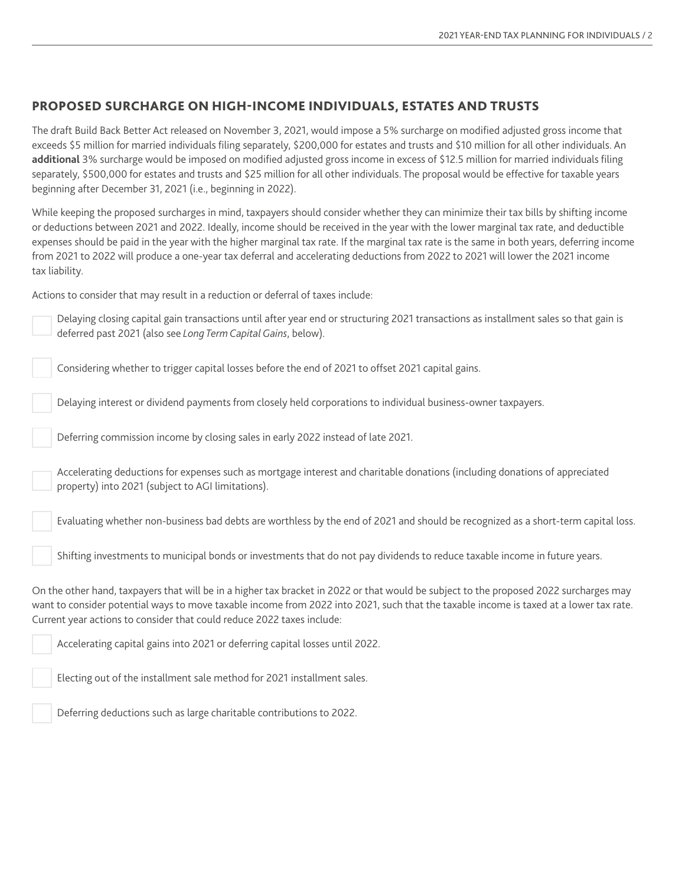## PROPOSED SURCHARGE ON HIGH-INCOME INDIVIDUALS, ESTATES AND TRUSTS

The draft Build Back Better Act released on November 3, 2021, would impose a 5% surcharge on modified adjusted gross income that exceeds $5 million for married individuals filing separately, $200,000 for estates and trusts and $10 million for all other individuals. An **additional** 3% surcharge would be imposed on modified adjusted gross income in excess of $12.5 million for married individuals filing separately, $500,000 for estates and trusts and $25 million for all other individuals. The proposal would be effective for taxable years beginning after December 31, 2021 (i.e., beginning in 2022).

While keeping the proposed surcharges in mind, taxpayers should consider whether they can minimize their tax bills by shifting income or deductions between 2021 and 2022. Ideally, income should be received in the year with the lower marginal tax rate, and deductible expenses should be paid in the year with the higher marginal tax rate. If the marginal tax rate is the same in both years, deferring income from 2021 to 2022 will produce a one-year tax deferral and accelerating deductions from 2022 to 2021 will lower the 2021 income tax liability.

Actions to consider that may result in a reduction or deferral of taxes include:

- [ ] Delaying closing capital gain transactions until after year end or structuring 2021 transactions as installment sales so that gain is deferred past 2021 (also see *Long Term Capital Gains*, below).
- [ ] Considering whether to trigger capital losses before the end of 2021 to offset 2021 capital gains.
- [ ] Delaying interest or dividend payments from closely held corporations to individual business-owner taxpayers.
- [ ] Deferring commission income by closing sales in early 2022 instead of late 2021.
- [ ] Accelerating deductions for expenses such as mortgage interest and charitable donations (including donations of appreciated property) into 2021 (subject to AGI limitations).
- [ ] Evaluating whether non-business bad debts are worthless by the end of 2021 and should be recognized as a short-term capital loss.
- [ ] Shifting investments to municipal bonds or investments that do not pay dividends to reduce taxable income in future years.

On the other hand, taxpayers that will be in a higher tax bracket in 2022 or that would be subject to the proposed 2022 surcharges may want to consider potential ways to move taxable income from 2022 into 2021, such that the taxable income is taxed at a lower tax rate. Current year actions to consider that could reduce 2022 taxes include:

- [ ] Accelerating capital gains into 2021 or deferring capital losses until 2022.
- [ ] Electing out of the installment sale method for 2021 installment sales.
- [ ] Deferring deductions such as large charitable contributions to 2022.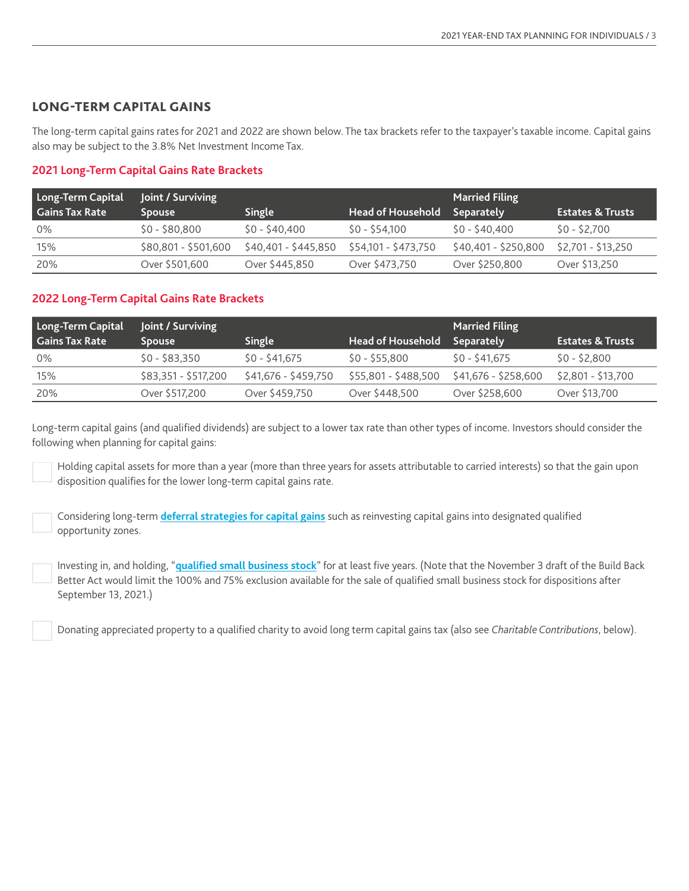## LONG-TERM CAPITAL GAINS

The long-term capital gains rates for 2021 and 2022 are shown below. The tax brackets refer to the taxpayer's taxable income. Capital gains also may be subject to the 3.8% Net Investment Income Tax.

### 2021 Long-Term Capital Gains Rate Brackets

| Long-Term Capital Gains Tax Rate | Joint / Surviving Spouse | Single | Head of Household | Married Filing Separately | Estates & Trusts |
|---|---|---|---|---|---|
| 0% | $0 - $80,800 | $0 - $40,400 | $0 - $54,100 | $0 - $40,400 | $0 - $2,700 |
| 15% | $80,801 - $501,600 | $40,401 - $445,850 | $54,101 - $473,750 | $40,401 - $250,800 | $2,701 - $13,250 |
| 20% | Over $501,600 | Over $445,850 | Over $473,750 | Over $250,800 | Over $13,250 |

### 2022 Long-Term Capital Gains Rate Brackets

| Long-Term Capital Gains Tax Rate | Joint / Surviving Spouse | Single | Head of Household | Married Filing Separately | Estates & Trusts |
|---|---|---|---|---|---|
| 0% | $0 - $83,350 | $0 - $41,675 | $0 - $55,800 | $0 - $41,675 | $0 - $2,800 |
| 15% | $83,351 - $517,200 | $41,676 - $459,750 | $55,801 - $488,500 | $41,676 - $258,600 | $2,801 - $13,700 |
| 20% | Over $517,200 | Over $459,750 | Over $448,500 | Over $258,600 | Over $13,700 |

Long-term capital gains (and qualified dividends) are subject to a lower tax rate than other types of income. Investors should consider the following when planning for capital gains:

- Holding capital assets for more than a year (more than three years for assets attributable to carried interests) so that the gain upon disposition qualifies for the lower long-term capital gains rate.
- Considering long-term **deferral strategies for capital gains** such as reinvesting capital gains into designated qualified opportunity zones.
- Investing in, and holding, "**qualified small business stock**" for at least five years. (Note that the November 3 draft of the Build Back Better Act would limit the 100% and 75% exclusion available for the sale of qualified small business stock for dispositions after September 13, 2021.)
- Donating appreciated property to a qualified charity to avoid long term capital gains tax (also see *Charitable Contributions*, below).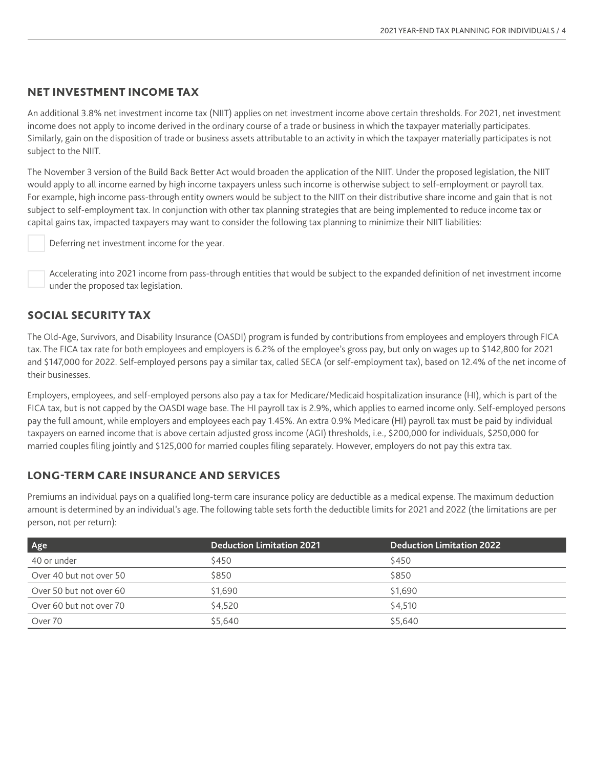## NET INVESTMENT INCOME TAX

An additional 3.8% net investment income tax (NIIT) applies on net investment income above certain thresholds. For 2021, net investment income does not apply to income derived in the ordinary course of a trade or business in which the taxpayer materially participates. Similarly, gain on the disposition of trade or business assets attributable to an activity in which the taxpayer materially participates is not subject to the NIIT.

The November 3 version of the Build Back Better Act would broaden the application of the NIIT. Under the proposed legislation, the NIIT would apply to all income earned by high income taxpayers unless such income is otherwise subject to self-employment or payroll tax. For example, high income pass-through entity owners would be subject to the NIIT on their distributive share income and gain that is not subject to self-employment tax. In conjunction with other tax planning strategies that are being implemented to reduce income tax or capital gains tax, impacted taxpayers may want to consider the following tax planning to minimize their NIIT liabilities:

- [ ] Deferring net investment income for the year.
- [ ] Accelerating into 2021 income from pass-through entities that would be subject to the expanded definition of net investment income under the proposed tax legislation.

## SOCIAL SECURITY TAX

The Old-Age, Survivors, and Disability Insurance (OASDI) program is funded by contributions from employees and employers through FICA tax. The FICA tax rate for both employees and employers is 6.2% of the employee's gross pay, but only on wages up to $142,800 for 2021 and $147,000 for 2022. Self-employed persons pay a similar tax, called SECA (or self-employment tax), based on 12.4% of the net income of their businesses.

Employers, employees, and self-employed persons also pay a tax for Medicare/Medicaid hospitalization insurance (HI), which is part of the FICA tax, but is not capped by the OASDI wage base. The HI payroll tax is 2.9%, which applies to earned income only. Self-employed persons pay the full amount, while employers and employees each pay 1.45%. An extra 0.9% Medicare (HI) payroll tax must be paid by individual taxpayers on earned income that is above certain adjusted gross income (AGI) thresholds, i.e., $200,000 for individuals, $250,000 for married couples filing jointly and $125,000 for married couples filing separately. However, employers do not pay this extra tax.

## LONG-TERM CARE INSURANCE AND SERVICES

Premiums an individual pays on a qualified long-term care insurance policy are deductible as a medical expense. The maximum deduction amount is determined by an individual's age. The following table sets forth the deductible limits for 2021 and 2022 (the limitations are per person, not per return):

| Age | Deduction Limitation 2021 | Deduction Limitation 2022 |
|---|---|---|
| 40 or under | $450 | $450 |
| Over 40 but not over 50 | $850 | $850 |
| Over 50 but not over 60 | $1,690 | $1,690 |
| Over 60 but not over 70 | $4,520 | $4,510 |
| Over 70 | $5,640 | $5,640 |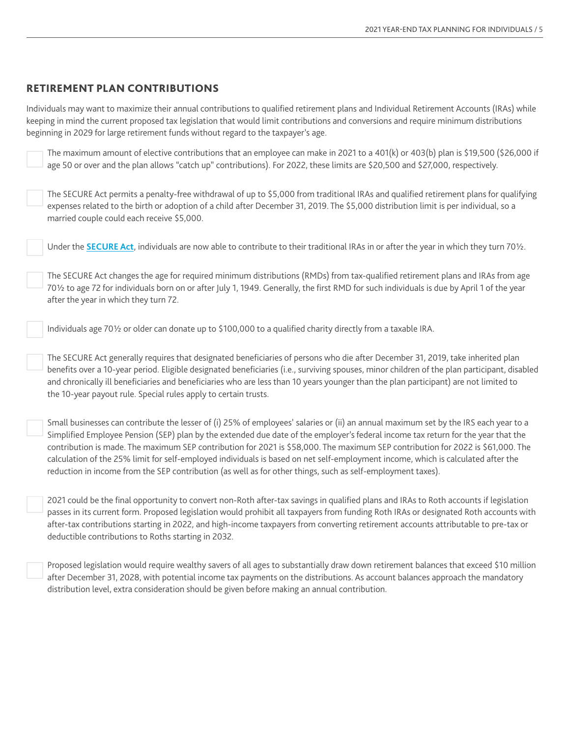## RETIREMENT PLAN CONTRIBUTIONS

Individuals may want to maximize their annual contributions to qualified retirement plans and Individual Retirement Accounts (IRAs) while keeping in mind the current proposed tax legislation that would limit contributions and conversions and require minimum distributions beginning in 2029 for large retirement funds without regard to the taxpayer's age.

- [ ] The maximum amount of elective contributions that an employee can make in 2021 to a 401(k) or 403(b) plan is $19,500 ($26,000 if age 50 or over and the plan allows "catch up" contributions). For 2022, these limits are $20,500 and $27,000, respectively.

- [ ] The SECURE Act permits a penalty-free withdrawal of up to $5,000 from traditional IRAs and qualified retirement plans for qualifying expenses related to the birth or adoption of a child after December 31, 2019. The $5,000 distribution limit is per individual, so a married couple could each receive $5,000.

- [ ] Under the **SECURE Act**, individuals are now able to contribute to their traditional IRAs in or after the year in which they turn 70½.

- [ ] The SECURE Act changes the age for required minimum distributions (RMDs) from tax-qualified retirement plans and IRAs from age 70½ to age 72 for individuals born on or after July 1, 1949. Generally, the first RMD for such individuals is due by April 1 of the year after the year in which they turn 72.

- [ ] Individuals age 70½ or older can donate up to $100,000 to a qualified charity directly from a taxable IRA.

- [ ] The SECURE Act generally requires that designated beneficiaries of persons who die after December 31, 2019, take inherited plan benefits over a 10-year period. Eligible designated beneficiaries (i.e., surviving spouses, minor children of the plan participant, disabled and chronically ill beneficiaries and beneficiaries who are less than 10 years younger than the plan participant) are not limited to the 10-year payout rule. Special rules apply to certain trusts.

- [ ] Small businesses can contribute the lesser of (i) 25% of employees' salaries or (ii) an annual maximum set by the IRS each year to a Simplified Employee Pension (SEP) plan by the extended due date of the employer's federal income tax return for the year that the contribution is made. The maximum SEP contribution for 2021 is $58,000. The maximum SEP contribution for 2022 is $61,000. The calculation of the 25% limit for self-employed individuals is based on net self-employment income, which is calculated after the reduction in income from the SEP contribution (as well as for other things, such as self-employment taxes).

- [ ] 2021 could be the final opportunity to convert non-Roth after-tax savings in qualified plans and IRAs to Roth accounts if legislation passes in its current form. Proposed legislation would prohibit all taxpayers from funding Roth IRAs or designated Roth accounts with after-tax contributions starting in 2022, and high-income taxpayers from converting retirement accounts attributable to pre-tax or deductible contributions to Roths starting in 2032.

- [ ] Proposed legislation would require wealthy savers of all ages to substantially draw down retirement balances that exceed $10 million after December 31, 2028, with potential income tax payments on the distributions. As account balances approach the mandatory distribution level, extra consideration should be given before making an annual contribution.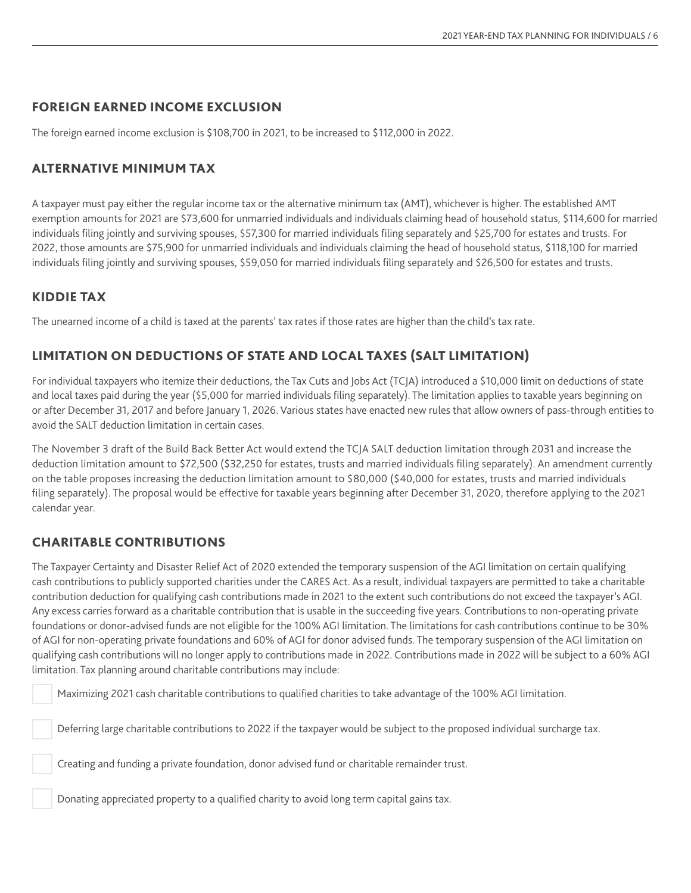## FOREIGN EARNED INCOME EXCLUSION

The foreign earned income exclusion is $108,700 in 2021, to be increased to $112,000 in 2022.

## ALTERNATIVE MINIMUM TAX

A taxpayer must pay either the regular income tax or the alternative minimum tax (AMT), whichever is higher. The established AMT exemption amounts for 2021 are $73,600 for unmarried individuals and individuals claiming head of household status, $114,600 for married individuals filing jointly and surviving spouses, $57,300 for married individuals filing separately and $25,700 for estates and trusts. For 2022, those amounts are $75,900 for unmarried individuals and individuals claiming the head of household status, $118,100 for married individuals filing jointly and surviving spouses, $59,050 for married individuals filing separately and $26,500 for estates and trusts.

## KIDDIE TAX

The unearned income of a child is taxed at the parents' tax rates if those rates are higher than the child's tax rate.

## LIMITATION ON DEDUCTIONS OF STATE AND LOCAL TAXES (SALT LIMITATION)

For individual taxpayers who itemize their deductions, the Tax Cuts and Jobs Act (TCJA) introduced a $10,000 limit on deductions of state and local taxes paid during the year ($5,000 for married individuals filing separately). The limitation applies to taxable years beginning on or after December 31, 2017 and before January 1, 2026. Various states have enacted new rules that allow owners of pass-through entities to avoid the SALT deduction limitation in certain cases.

The November 3 draft of the Build Back Better Act would extend the TCJA SALT deduction limitation through 2031 and increase the deduction limitation amount to $72,500 ($32,250 for estates, trusts and married individuals filing separately). An amendment currently on the table proposes increasing the deduction limitation amount to $80,000 ($40,000 for estates, trusts and married individuals filing separately). The proposal would be effective for taxable years beginning after December 31, 2020, therefore applying to the 2021 calendar year.

## CHARITABLE CONTRIBUTIONS

The Taxpayer Certainty and Disaster Relief Act of 2020 extended the temporary suspension of the AGI limitation on certain qualifying cash contributions to publicly supported charities under the CARES Act. As a result, individual taxpayers are permitted to take a charitable contribution deduction for qualifying cash contributions made in 2021 to the extent such contributions do not exceed the taxpayer's AGI. Any excess carries forward as a charitable contribution that is usable in the succeeding five years. Contributions to non-operating private foundations or donor-advised funds are not eligible for the 100% AGI limitation. The limitations for cash contributions continue to be 30% of AGI for non-operating private foundations and 60% of AGI for donor advised funds. The temporary suspension of the AGI limitation on qualifying cash contributions will no longer apply to contributions made in 2022. Contributions made in 2022 will be subject to a 60% AGI limitation. Tax planning around charitable contributions may include:

- [ ] Maximizing 2021 cash charitable contributions to qualified charities to take advantage of the 100% AGI limitation.
- [ ] Deferring large charitable contributions to 2022 if the taxpayer would be subject to the proposed individual surcharge tax.
- [ ] Creating and funding a private foundation, donor advised fund or charitable remainder trust.
- [ ] Donating appreciated property to a qualified charity to avoid long term capital gains tax.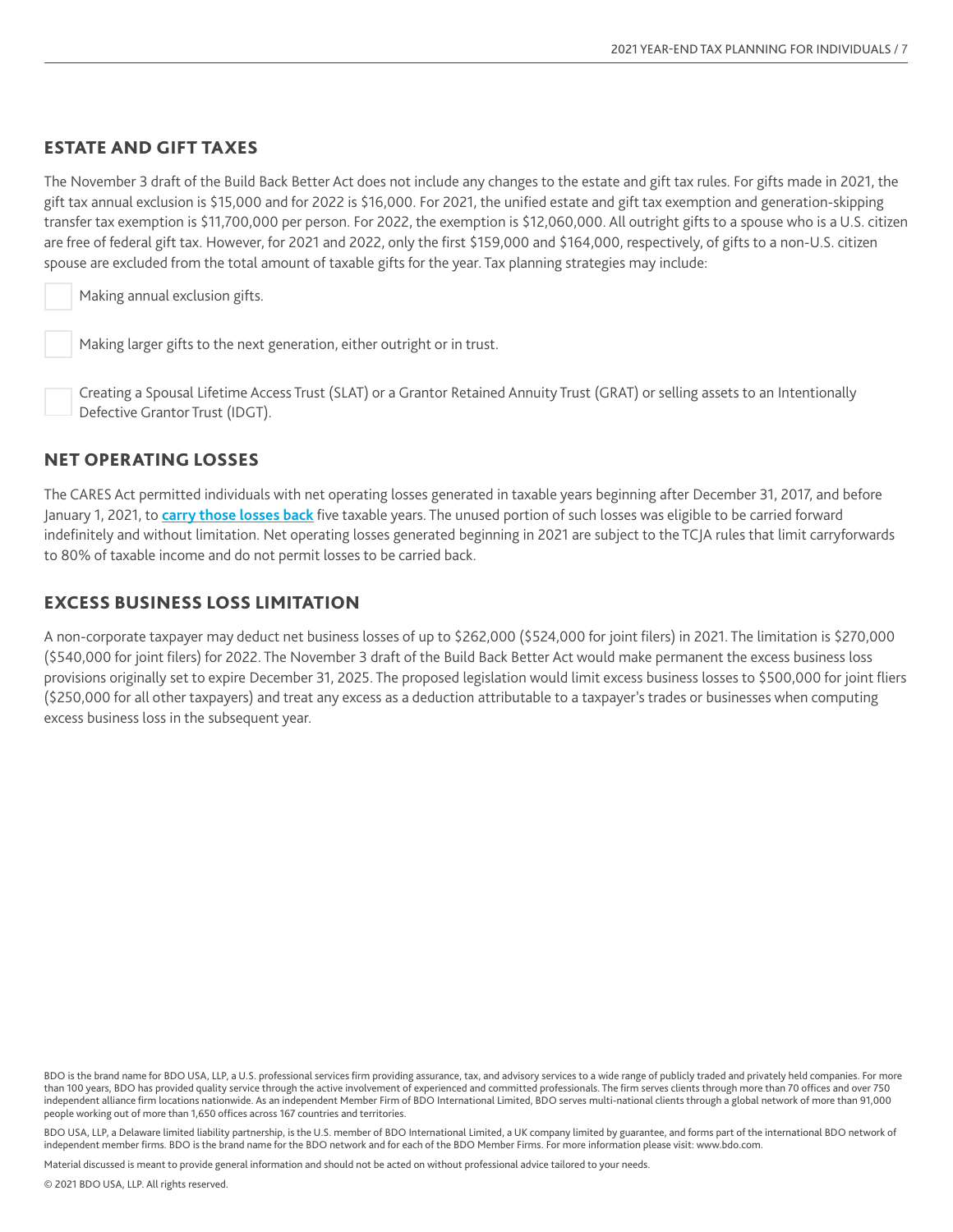## ESTATE AND GIFT TAXES

The November 3 draft of the Build Back Better Act does not include any changes to the estate and gift tax rules. For gifts made in 2021, the gift tax annual exclusion is $15,000 and for 2022 is $16,000. For 2021, the unified estate and gift tax exemption and generation-skipping transfer tax exemption is $11,700,000 per person. For 2022, the exemption is $12,060,000. All outright gifts to a spouse who is a U.S. citizen are free of federal gift tax. However, for 2021 and 2022, only the first $159,000 and $164,000, respectively, of gifts to a non-U.S. citizen spouse are excluded from the total amount of taxable gifts for the year. Tax planning strategies may include:

- Making annual exclusion gifts.
- Making larger gifts to the next generation, either outright or in trust.
- Creating a Spousal Lifetime Access Trust (SLAT) or a Grantor Retained Annuity Trust (GRAT) or selling assets to an Intentionally Defective Grantor Trust (IDGT).

## NET OPERATING LOSSES

The CARES Act permitted individuals with net operating losses generated in taxable years beginning after December 31, 2017, and before January 1, 2021, to **carry those losses back** five taxable years. The unused portion of such losses was eligible to be carried forward indefinitely and without limitation. Net operating losses generated beginning in 2021 are subject to the TCJA rules that limit carryforwards to 80% of taxable income and do not permit losses to be carried back.

## EXCESS BUSINESS LOSS LIMITATION

A non-corporate taxpayer may deduct net business losses of up to $262,000 ($524,000 for joint filers) in 2021. The limitation is $270,000 ($540,000 for joint filers) for 2022. The November 3 draft of the Build Back Better Act would make permanent the excess business loss provisions originally set to expire December 31, 2025. The proposed legislation would limit excess business losses to $500,000 for joint fliers ($250,000 for all other taxpayers) and treat any excess as a deduction attributable to a taxpayer's trades or businesses when computing excess business loss in the subsequent year.

BDO is the brand name for BDO USA, LLP, a U.S. professional services firm providing assurance, tax, and advisory services to a wide range of publicly traded and privately held companies. For more than 100 years, BDO has provided quality service through the active involvement of experienced and committed professionals. The firm serves clients through more than 70 offices and over 750 independent alliance firm locations nationwide. As an independent Member Firm of BDO International Limited, BDO serves multi-national clients through a global network of more than 91,000 people working out of more than 1,650 offices across 167 countries and territories.

BDO USA, LLP, a Delaware limited liability partnership, is the U.S. member of BDO International Limited, a UK company limited by guarantee, and forms part of the international BDO network of independent member firms. BDO is the brand name for the BDO network and for each of the BDO Member Firms. For more information please visit: www.bdo.com.

Material discussed is meant to provide general information and should not be acted on without professional advice tailored to your needs.

© 2021 BDO USA, LLP. All rights reserved.